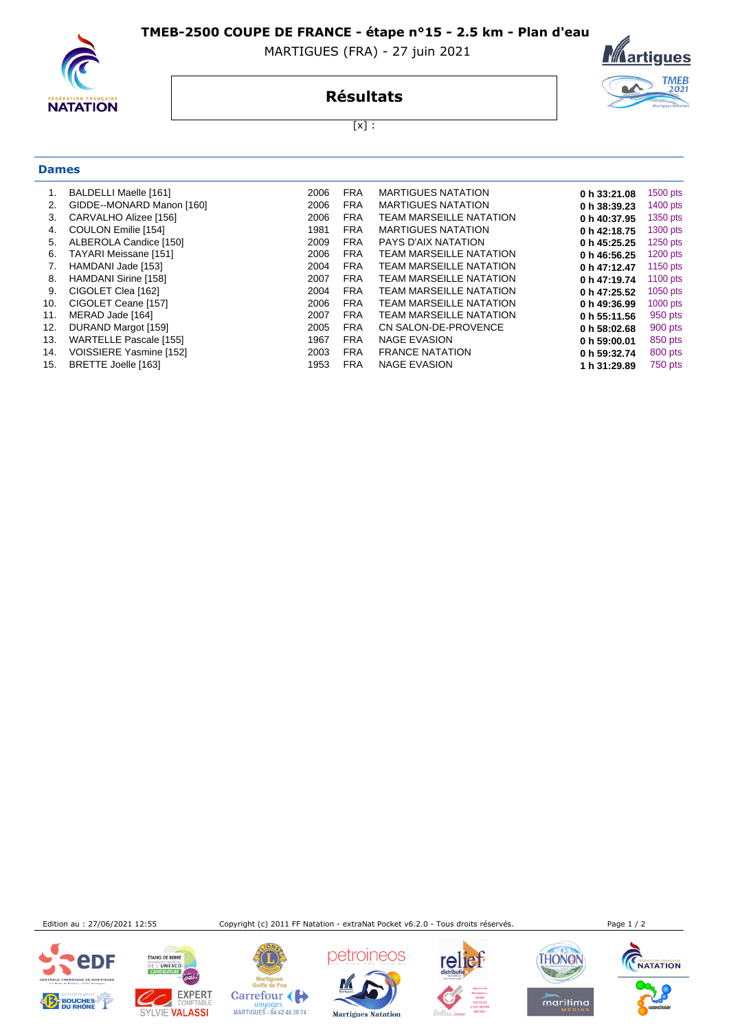# TMEB-2500 COUPE DE FRANCE - étape n°15 - 2.5 km - Plan d'eau

MARTIGUES (FRA) - 27 juin 2021

## Résultats

[x] :

### Dames

| | | | | | | |
|---|---|---|---|---|---|---|
| 1. | BALDELLI Maelle [161] | 2006 | FRA | MARTIGUES NATATION | **0 h 33:21.08** | 1500 pts |
| 2. | GIDDE--MONARD Manon [160] | 2006 | FRA | MARTIGUES NATATION | **0 h 38:39.23** | 1400 pts |
| 3. | CARVALHO Alizee [156] | 2006 | FRA | TEAM MARSEILLE NATATION | **0 h 40:37.95** | 1350 pts |
| 4. | COULON Emilie [154] | 1981 | FRA | MARTIGUES NATATION | **0 h 42:18.75** | 1300 pts |
| 5. | ALBEROLA Candice [150] | 2009 | FRA | PAYS D'AIX NATATION | **0 h 45:25.25** | 1250 pts |
| 6. | TAYARI Meissane [151] | 2006 | FRA | TEAM MARSEILLE NATATION | **0 h 46:56.25** | 1200 pts |
| 7. | HAMDANI Jade [153] | 2004 | FRA | TEAM MARSEILLE NATATION | **0 h 47:12.47** | 1150 pts |
| 8. | HAMDANI Sirine [158] | 2007 | FRA | TEAM MARSEILLE NATATION | **0 h 47:19.74** | 1100 pts |
| 9. | CIGOLET Clea [162] | 2004 | FRA | TEAM MARSEILLE NATATION | **0 h 47:25.52** | 1050 pts |
| 10. | CIGOLET Ceane [157] | 2006 | FRA | TEAM MARSEILLE NATATION | **0 h 49:36.99** | 1000 pts |
| 11. | MERAD Jade [164] | 2007 | FRA | TEAM MARSEILLE NATATION | **0 h 55:11.56** | 950 pts |
| 12. | DURAND Margot [159] | 2005 | FRA | CN SALON-DE-PROVENCE | **0 h 58:02.68** | 900 pts |
| 13. | WARTELLE Pascale [155] | 1967 | FRA | NAGE EVASION | **0 h 59:00.01** | 850 pts |
| 14. | VOISSIERE Yasmine [152] | 2003 | FRA | FRANCE NATATION | **0 h 59:32.74** | 800 pts |
| 15. | BRETTE Joelle [163] | 1953 | FRA | NAGE EVASION | **1 h 31:29.89** | 750 pts |

Edition au : 27/06/2021 12:55 — Copyright (c) 2011 FF Natation - extraNat Pocket v6.2.0 - Tous droits réservés.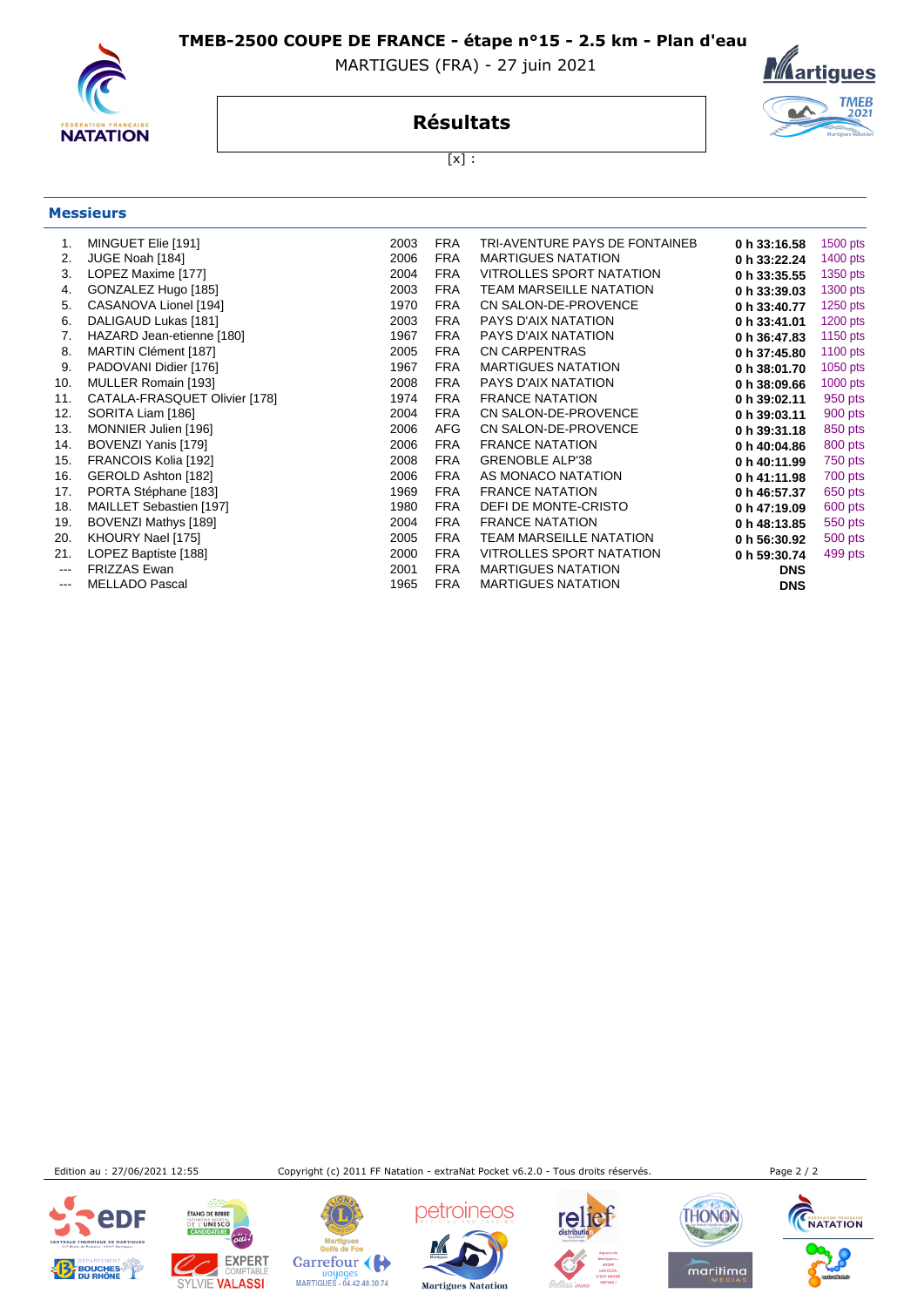# TMEB-2500 COUPE DE FRANCE - étape n°15 - 2.5 km - Plan d'eau

MARTIGUES (FRA) - 27 juin 2021

## Résultats

[x] :

### Messieurs

| | | | | | | |
|---|---|---|---|---|---|---|
| 1. | MINGUET Elie [191] | 2003 | FRA | TRI-AVENTURE PAYS DE FONTAINEB | **0 h 33:16.58** | 1500 pts |
| 2. | JUGE Noah [184] | 2006 | FRA | MARTIGUES NATATION | **0 h 33:22.24** | 1400 pts |
| 3. | LOPEZ Maxime [177] | 2004 | FRA | VITROLLES SPORT NATATION | **0 h 33:35.55** | 1350 pts |
| 4. | GONZALEZ Hugo [185] | 2003 | FRA | TEAM MARSEILLE NATATION | **0 h 33:39.03** | 1300 pts |
| 5. | CASANOVA Lionel [194] | 1970 | FRA | CN SALON-DE-PROVENCE | **0 h 33:40.77** | 1250 pts |
| 6. | DALIGAUD Lukas [181] | 2003 | FRA | PAYS D'AIX NATATION | **0 h 33:41.01** | 1200 pts |
| 7. | HAZARD Jean-etienne [180] | 1967 | FRA | PAYS D'AIX NATATION | **0 h 36:47.83** | 1150 pts |
| 8. | MARTIN Clément [187] | 2005 | FRA | CN CARPENTRAS | **0 h 37:45.80** | 1100 pts |
| 9. | PADOVANI Didier [176] | 1967 | FRA | MARTIGUES NATATION | **0 h 38:01.70** | 1050 pts |
| 10. | MULLER Romain [193] | 2008 | FRA | PAYS D'AIX NATATION | **0 h 38:09.66** | 1000 pts |
| 11. | CATALA-FRASQUET Olivier [178] | 1974 | FRA | FRANCE NATATION | **0 h 39:02.11** | 950 pts |
| 12. | SORITA Liam [186] | 2004 | FRA | CN SALON-DE-PROVENCE | **0 h 39:03.11** | 900 pts |
| 13. | MONNIER Julien [196] | 2006 | AFG | CN SALON-DE-PROVENCE | **0 h 39:31.18** | 850 pts |
| 14. | BOVENZI Yanis [179] | 2006 | FRA | FRANCE NATATION | **0 h 40:04.86** | 800 pts |
| 15. | FRANCOIS Kolia [192] | 2008 | FRA | GRENOBLE ALP'38 | **0 h 40:11.99** | 750 pts |
| 16. | GEROLD Ashton [182] | 2006 | FRA | AS MONACO NATATION | **0 h 41:11.98** | 700 pts |
| 17. | PORTA Stéphane [183] | 1969 | FRA | FRANCE NATATION | **0 h 46:57.37** | 650 pts |
| 18. | MAILLET Sebastien [197] | 1980 | FRA | DEFI DE MONTE-CRISTO | **0 h 47:19.09** | 600 pts |
| 19. | BOVENZI Mathys [189] | 2004 | FRA | FRANCE NATATION | **0 h 48:13.85** | 550 pts |
| 20. | KHOURY Nael [175] | 2005 | FRA | TEAM MARSEILLE NATATION | **0 h 56:30.92** | 500 pts |
| 21. | LOPEZ Baptiste [188] | 2000 | FRA | VITROLLES SPORT NATATION | **0 h 59:30.74** | 499 pts |
| --- | FRIZZAS Ewan | 2001 | FRA | MARTIGUES NATATION | **DNS** | |
| --- | MELLADO Pascal | 1965 | FRA | MARTIGUES NATATION | **DNS** | |

Edition au : 27/06/2021 12:55

Copyright (c) 2011 FF Natation - extraNat Pocket v6.2.0 - Tous droits réservés.